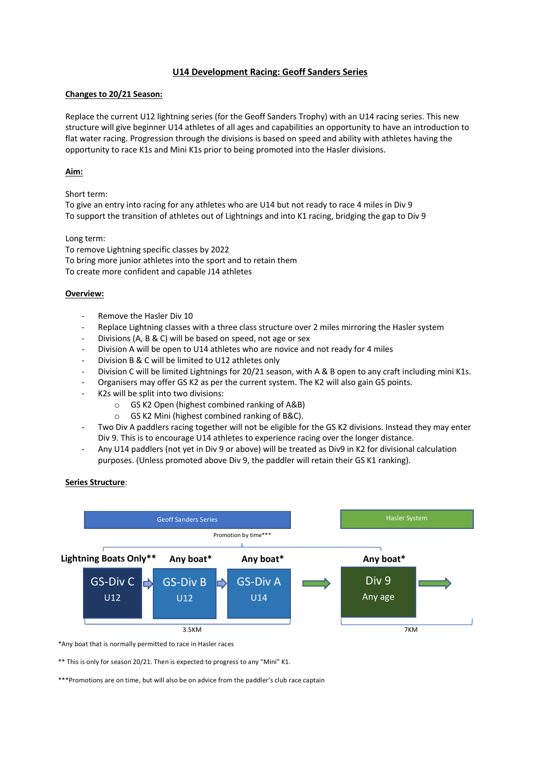# U14 Development Racing: Geoff Sanders Series

## Changes to 20/21 Season:

Replace the current U12 lightning series (for the Geoff Sanders Trophy) with an U14 racing series. This new structure will give beginner U14 athletes of all ages and capabilities an opportunity to have an introduction to flat water racing. Progression through the divisions is based on speed and ability with athletes having the opportunity to race K1s and Mini K1s prior to being promoted into the Hasler divisions.

## Aim:

Short term:
To give an entry into racing for any athletes who are U14 but not ready to race 4 miles in Div 9
To support the transition of athletes out of Lightnings and into K1 racing, bridging the gap to Div 9

Long term:
To remove Lightning specific classes by 2022
To bring more junior athletes into the sport and to retain them
To create more confident and capable J14 athletes

## Overview:

- Remove the Hasler Div 10
- Replace Lightning classes with a three class structure over 2 miles mirroring the Hasler system
- Divisions (A, B & C) will be based on speed, not age or sex
- Division A will be open to U14 athletes who are novice and not ready for 4 miles
- Division B & C will be limited to U12 athletes only
- Division C will be limited Lightnings for 20/21 season, with A & B open to any craft including mini K1s.
- Organisers may offer GS K2 as per the current system. The K2 will also gain GS points.
- K2s will be split into two divisions:
    - GS K2 Open (highest combined ranking of A&B)
    - GS K2 Mini (highest combined ranking of B&C).
- Two Div A paddlers racing together will not be eligible for the GS K2 divisions. Instead they may enter Div 9. This is to encourage U14 athletes to experience racing over the longer distance.
- Any U14 paddlers (not yet in Div 9 or above) will be treated as Div9 in K2 for divisional calculation purposes. (Unless promoted above Div 9, the paddler will retain their GS K1 ranking).

## Series Structure:

Geoff Sanders Series | Hasler System

Promotion by time***

| Lightning Boats Only** | Any boat* | Any boat* | | Any boat* |
|---|---|---|---|---|
| GS-Div C U12 → | GS-Div B U12 → | GS-Div A U14 | → | Div 9 Any age → |
| 3.5KM | | | | 7KM |

*Any boat that is normally permitted to race in Hasler races

** This is only for season 20/21. Then is expected to progress to any "Mini" K1.

***Promotions are on time, but will also be on advice from the paddler's club race captain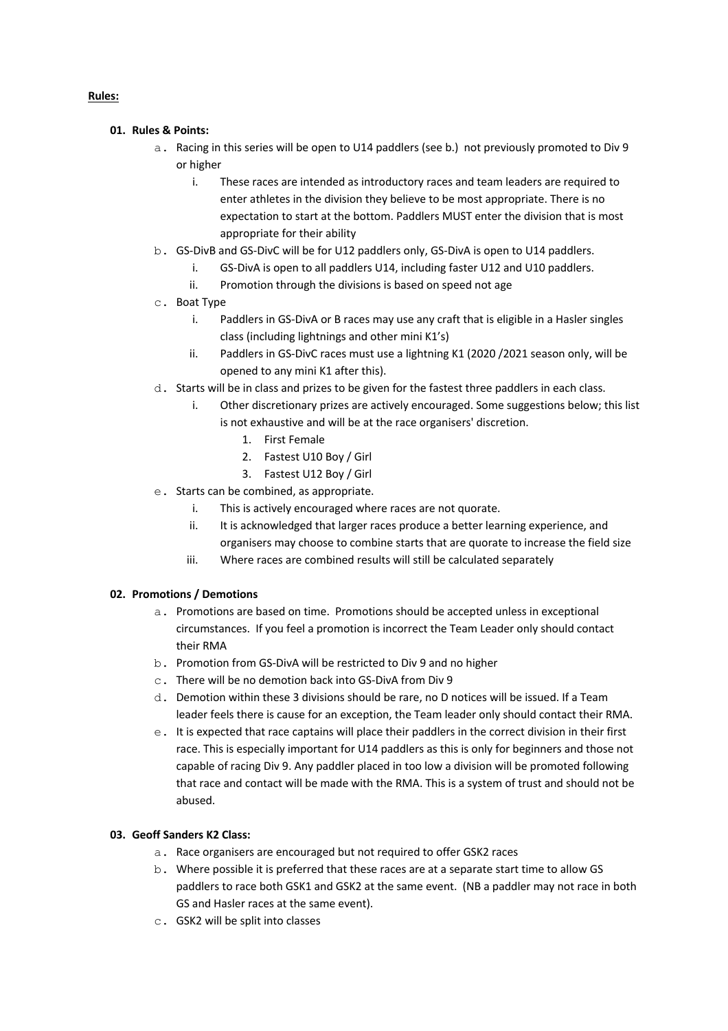**Rules:**

**01. Rules & Points:**

a. Racing in this series will be open to U14 paddlers (see b.) not previously promoted to Div 9 or higher
   i. These races are intended as introductory races and team leaders are required to enter athletes in the division they believe to be most appropriate. There is no expectation to start at the bottom. Paddlers MUST enter the division that is most appropriate for their ability

b. GS-DivB and GS-DivC will be for U12 paddlers only, GS-DivA is open to U14 paddlers.
   i. GS-DivA is open to all paddlers U14, including faster U12 and U10 paddlers.
   ii. Promotion through the divisions is based on speed not age

c. Boat Type
   i. Paddlers in GS-DivA or B races may use any craft that is eligible in a Hasler singles class (including lightnings and other mini K1's)
   ii. Paddlers in GS-DivC races must use a lightning K1 (2020 /2021 season only, will be opened to any mini K1 after this).

d. Starts will be in class and prizes to be given for the fastest three paddlers in each class.
   i. Other discretionary prizes are actively encouraged. Some suggestions below; this list is not exhaustive and will be at the race organisers' discretion.
      1. First Female
      2. Fastest U10 Boy / Girl
      3. Fastest U12 Boy / Girl

e. Starts can be combined, as appropriate.
   i. This is actively encouraged where races are not quorate.
   ii. It is acknowledged that larger races produce a better learning experience, and organisers may choose to combine starts that are quorate to increase the field size
   iii. Where races are combined results will still be calculated separately

**02. Promotions / Demotions**

a. Promotions are based on time. Promotions should be accepted unless in exceptional circumstances. If you feel a promotion is incorrect the Team Leader only should contact their RMA

b. Promotion from GS-DivA will be restricted to Div 9 and no higher

c. There will be no demotion back into GS-DivA from Div 9

d. Demotion within these 3 divisions should be rare, no D notices will be issued. If a Team leader feels there is cause for an exception, the Team leader only should contact their RMA.

e. It is expected that race captains will place their paddlers in the correct division in their first race. This is especially important for U14 paddlers as this is only for beginners and those not capable of racing Div 9. Any paddler placed in too low a division will be promoted following that race and contact will be made with the RMA. This is a system of trust and should not be abused.

**03. Geoff Sanders K2 Class:**

a. Race organisers are encouraged but not required to offer GSK2 races

b. Where possible it is preferred that these races are at a separate start time to allow GS paddlers to race both GSK1 and GSK2 at the same event. (NB a paddler may not race in both GS and Hasler races at the same event).

c. GSK2 will be split into classes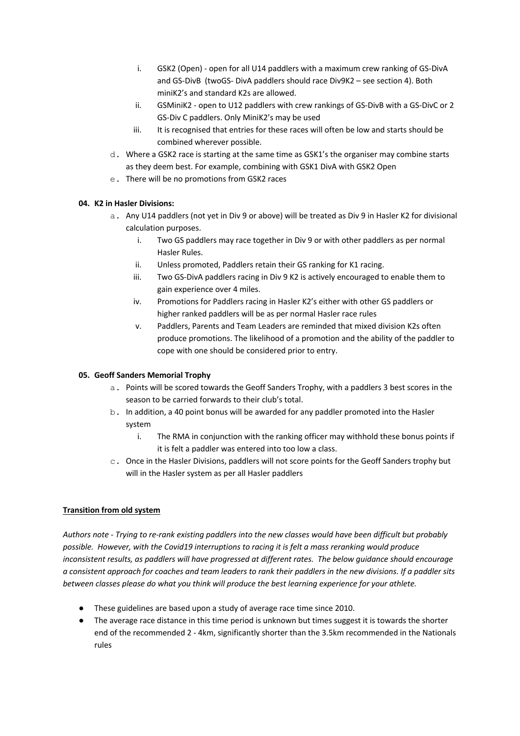i. GSK2 (Open) - open for all U14 paddlers with a maximum crew ranking of GS-DivA and GS-DivB (twoGS- DivA paddlers should race Div9K2 – see section 4). Both miniK2's and standard K2s are allowed.
ii. GSMiniK2 - open to U12 paddlers with crew rankings of GS-DivB with a GS-DivC or 2 GS-Div C paddlers. Only MiniK2's may be used
iii. It is recognised that entries for these races will often be low and starts should be combined wherever possible.

d. Where a GSK2 race is starting at the same time as GSK1's the organiser may combine starts as they deem best. For example, combining with GSK1 DivA with GSK2 Open

e. There will be no promotions from GSK2 races

**04. K2 in Hasler Divisions:**

a. Any U14 paddlers (not yet in Div 9 or above) will be treated as Div 9 in Hasler K2 for divisional calculation purposes.
   i. Two GS paddlers may race together in Div 9 or with other paddlers as per normal Hasler Rules.
   ii. Unless promoted, Paddlers retain their GS ranking for K1 racing.
   iii. Two GS-DivA paddlers racing in Div 9 K2 is actively encouraged to enable them to gain experience over 4 miles.
   iv. Promotions for Paddlers racing in Hasler K2's either with other GS paddlers or higher ranked paddlers will be as per normal Hasler race rules
   v. Paddlers, Parents and Team Leaders are reminded that mixed division K2s often produce promotions. The likelihood of a promotion and the ability of the paddler to cope with one should be considered prior to entry.

**05. Geoff Sanders Memorial Trophy**

a. Points will be scored towards the Geoff Sanders Trophy, with a paddlers 3 best scores in the season to be carried forwards to their club's total.

b. In addition, a 40 point bonus will be awarded for any paddler promoted into the Hasler system
   i. The RMA in conjunction with the ranking officer may withhold these bonus points if it is felt a paddler was entered into too low a class.

c. Once in the Hasler Divisions, paddlers will not score points for the Geoff Sanders trophy but will in the Hasler system as per all Hasler paddlers

**<u>Transition from old system</u>**

*Authors note - Trying to re-rank existing paddlers into the new classes would have been difficult but probably possible. However, with the Covid19 interruptions to racing it is felt a mass reranking would produce inconsistent results, as paddlers will have progressed at different rates. The below guidance should encourage a consistent approach for coaches and team leaders to rank their paddlers in the new divisions. If a paddler sits between classes please do what you think will produce the best learning experience for your athlete.*

- These guidelines are based upon a study of average race time since 2010.
- The average race distance in this time period is unknown but times suggest it is towards the shorter end of the recommended 2 - 4km, significantly shorter than the 3.5km recommended in the Nationals rules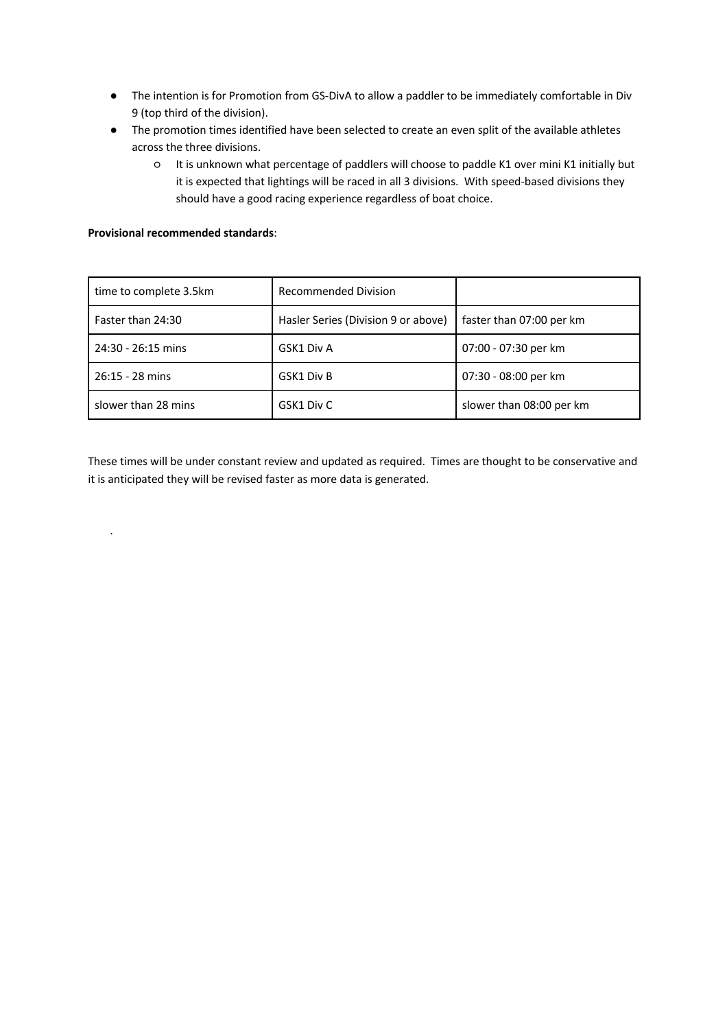- The intention is for Promotion from GS-DivA to allow a paddler to be immediately comfortable in Div 9 (top third of the division).
- The promotion times identified have been selected to create an even split of the available athletes across the three divisions.
    - It is unknown what percentage of paddlers will choose to paddle K1 over mini K1 initially but it is expected that lightings will be raced in all 3 divisions. With speed-based divisions they should have a good racing experience regardless of boat choice.

**Provisional recommended standards**:

| time to complete 3.5km | Recommended Division | |
|---|---|---|
| Faster than 24:30 | Hasler Series (Division 9 or above) | faster than 07:00 per km |
| 24:30 - 26:15 mins | GSK1 Div A | 07:00 - 07:30 per km |
| 26:15 - 28 mins | GSK1 Div B | 07:30 - 08:00 per km |
| slower than 28 mins | GSK1 Div C | slower than 08:00 per km |

These times will be under constant review and updated as required. Times are thought to be conservative and it is anticipated they will be revised faster as more data is generated.

.